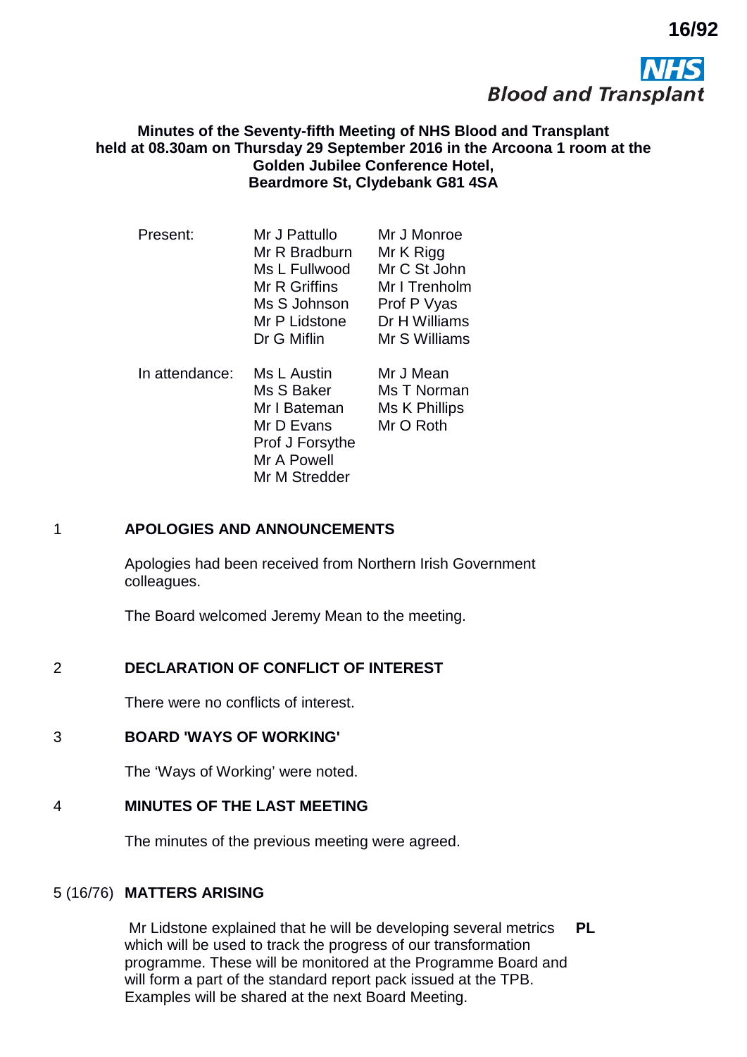16/92

NHS Blood and Transplant

**Minutes of the Seventy-fifth Meeting of NHS Blood and Transplant held at 08.30am on Thursday 29 September 2016 in the Arcoona 1 room at the Golden Jubilee Conference Hotel, Beardmore St, Clydebank G81 4SA**

| | | |
|---|---|---|
| Present: | Mr J Pattullo | Mr J Monroe |
| | Mr R Bradburn | Mr K Rigg |
| | Ms L Fullwood | Mr C St John |
| | Mr R Griffins | Mr I Trenholm |
| | Ms S Johnson | Prof P Vyas |
| | Mr P Lidstone | Dr H Williams |
| | Dr G Miflin | Mr S Williams |
| In attendance: | Ms L Austin | Mr J Mean |
| | Ms S Baker | Ms T Norman |
| | Mr I Bateman | Ms K Phillips |
| | Mr D Evans | Mr O Roth |
| | Prof J Forsythe | |
| | Mr A Powell | |
| | Mr M Stredder | |

## 1 APOLOGIES AND ANNOUNCEMENTS

Apologies had been received from Northern Irish Government colleagues.

The Board welcomed Jeremy Mean to the meeting.

## 2 DECLARATION OF CONFLICT OF INTEREST

There were no conflicts of interest.

## 3 BOARD 'WAYS OF WORKING'

The 'Ways of Working' were noted.

## 4 MINUTES OF THE LAST MEETING

The minutes of the previous meeting were agreed.

## 5 (16/76) MATTERS ARISING

Mr Lidstone explained that he will be developing several metrics which will be used to track the progress of our transformation programme. These will be monitored at the Programme Board and will form a part of the standard report pack issued at the TPB. Examples will be shared at the next Board Meeting. **PL**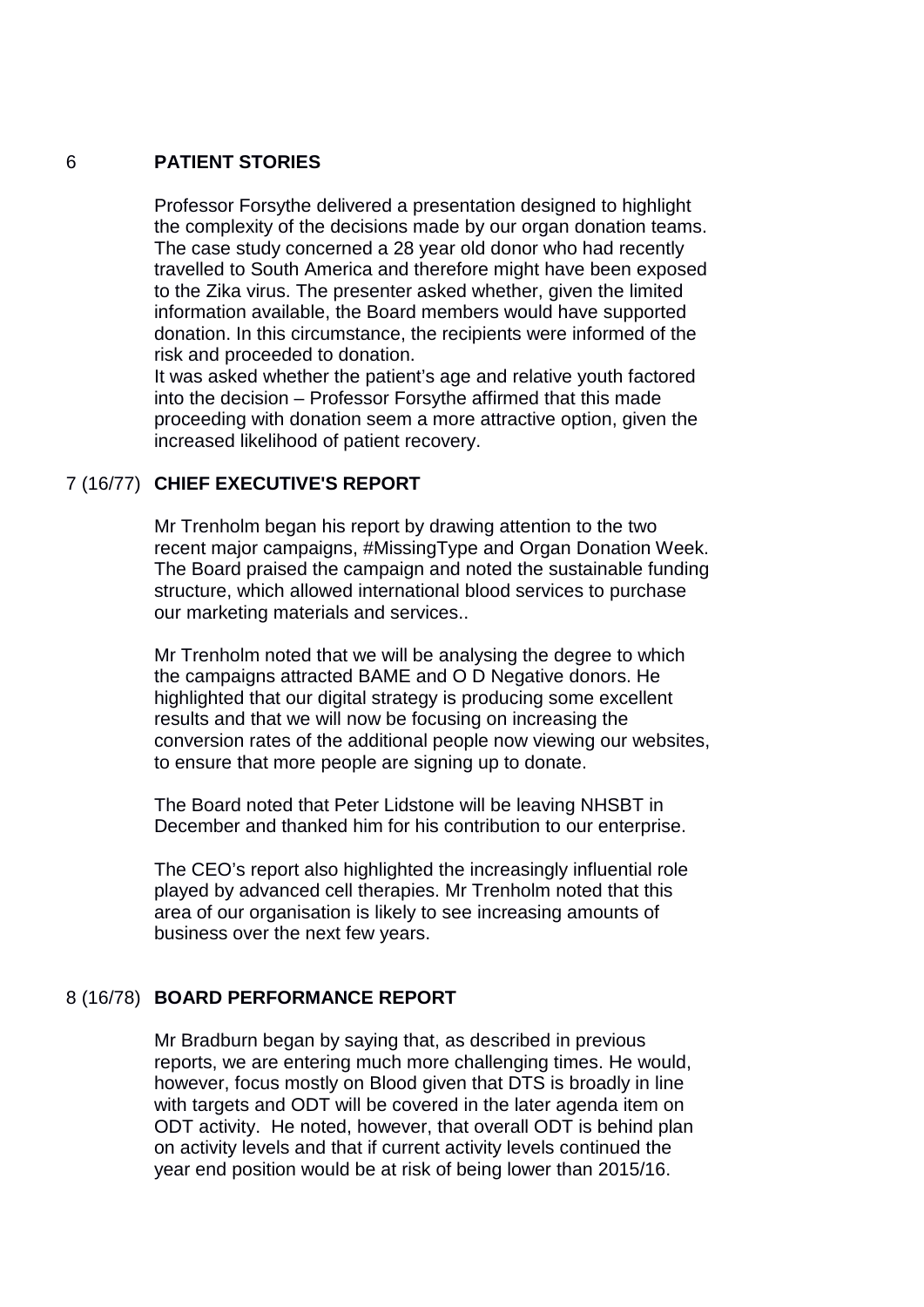## 6 PATIENT STORIES

Professor Forsythe delivered a presentation designed to highlight the complexity of the decisions made by our organ donation teams. The case study concerned a 28 year old donor who had recently travelled to South America and therefore might have been exposed to the Zika virus. The presenter asked whether, given the limited information available, the Board members would have supported donation. In this circumstance, the recipients were informed of the risk and proceeded to donation.
It was asked whether the patient's age and relative youth factored into the decision – Professor Forsythe affirmed that this made proceeding with donation seem a more attractive option, given the increased likelihood of patient recovery.

## 7 (16/77) CHIEF EXECUTIVE'S REPORT

Mr Trenholm began his report by drawing attention to the two recent major campaigns, #MissingType and Organ Donation Week. The Board praised the campaign and noted the sustainable funding structure, which allowed international blood services to purchase our marketing materials and services..

Mr Trenholm noted that we will be analysing the degree to which the campaigns attracted BAME and O D Negative donors. He highlighted that our digital strategy is producing some excellent results and that we will now be focusing on increasing the conversion rates of the additional people now viewing our websites, to ensure that more people are signing up to donate.

The Board noted that Peter Lidstone will be leaving NHSBT in December and thanked him for his contribution to our enterprise.

The CEO's report also highlighted the increasingly influential role played by advanced cell therapies. Mr Trenholm noted that this area of our organisation is likely to see increasing amounts of business over the next few years.

## 8 (16/78) BOARD PERFORMANCE REPORT

Mr Bradburn began by saying that, as described in previous reports, we are entering much more challenging times. He would, however, focus mostly on Blood given that DTS is broadly in line with targets and ODT will be covered in the later agenda item on ODT activity. He noted, however, that overall ODT is behind plan on activity levels and that if current activity levels continued the year end position would be at risk of being lower than 2015/16.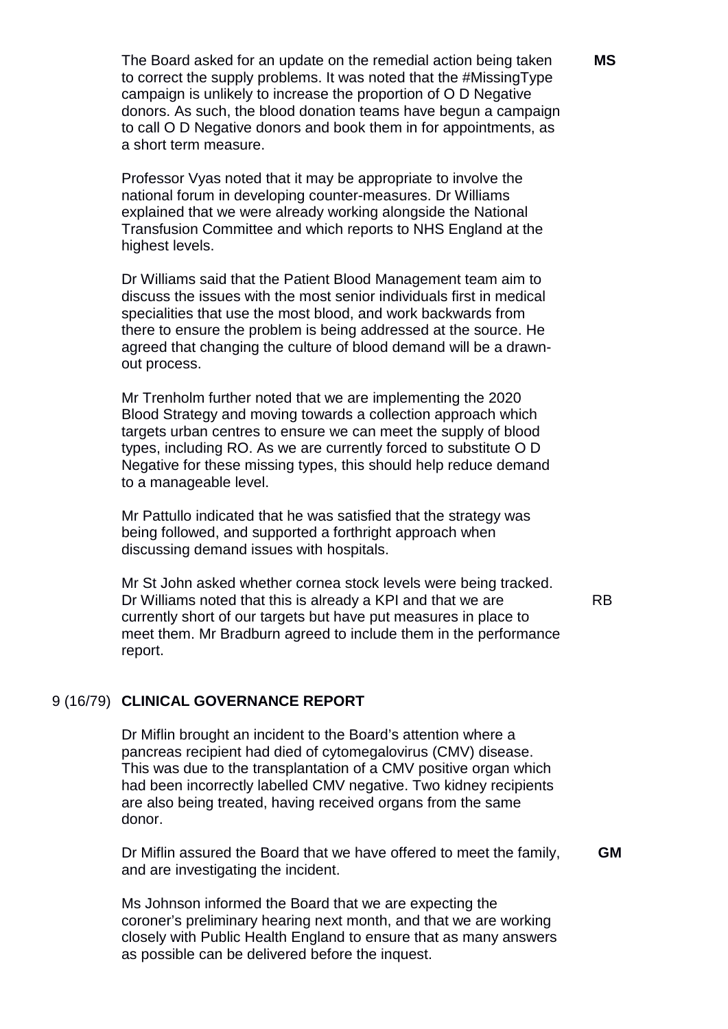The Board asked for an update on the remedial action being taken to correct the supply problems. It was noted that the #MissingType campaign is unlikely to increase the proportion of O D Negative donors. As such, the blood donation teams have begun a campaign to call O D Negative donors and book them in for appointments, as a short term measure. **MS**

Professor Vyas noted that it may be appropriate to involve the national forum in developing counter-measures. Dr Williams explained that we were already working alongside the National Transfusion Committee and which reports to NHS England at the highest levels.

Dr Williams said that the Patient Blood Management team aim to discuss the issues with the most senior individuals first in medical specialities that use the most blood, and work backwards from there to ensure the problem is being addressed at the source. He agreed that changing the culture of blood demand will be a drawn-out process.

Mr Trenholm further noted that we are implementing the 2020 Blood Strategy and moving towards a collection approach which targets urban centres to ensure we can meet the supply of blood types, including RO. As we are currently forced to substitute O D Negative for these missing types, this should help reduce demand to a manageable level.

Mr Pattullo indicated that he was satisfied that the strategy was being followed, and supported a forthright approach when discussing demand issues with hospitals.

Mr St John asked whether cornea stock levels were being tracked. Dr Williams noted that this is already a KPI and that we are currently short of our targets but have put measures in place to meet them. Mr Bradburn agreed to include them in the performance report. RB

## 9 (16/79) CLINICAL GOVERNANCE REPORT

Dr Miflin brought an incident to the Board's attention where a pancreas recipient had died of cytomegalovirus (CMV) disease. This was due to the transplantation of a CMV positive organ which had been incorrectly labelled CMV negative. Two kidney recipients are also being treated, having received organs from the same donor.

Dr Miflin assured the Board that we have offered to meet the family, and are investigating the incident. **GM**

Ms Johnson informed the Board that we are expecting the coroner's preliminary hearing next month, and that we are working closely with Public Health England to ensure that as many answers as possible can be delivered before the inquest.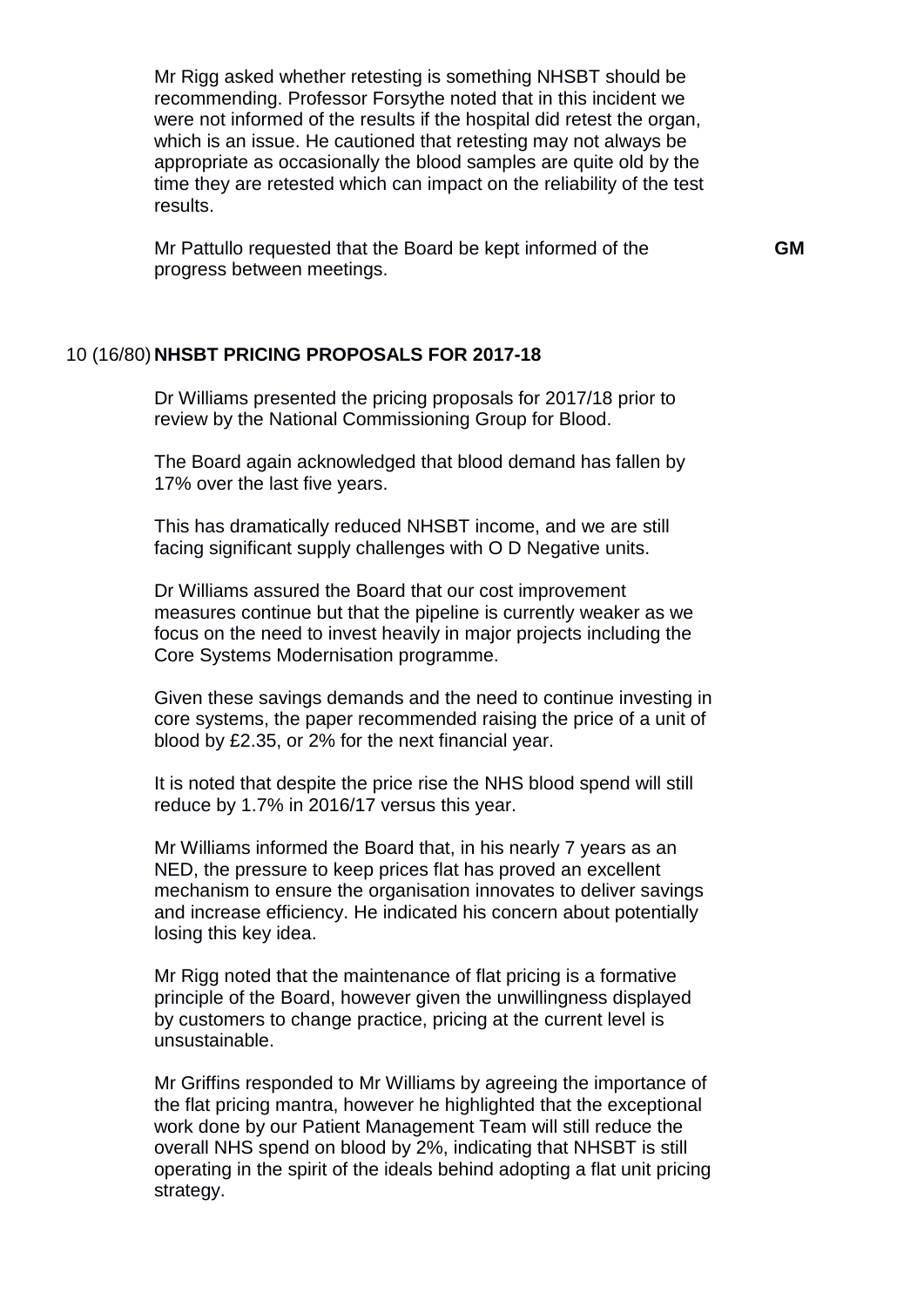Mr Rigg asked whether retesting is something NHSBT should be recommending. Professor Forsythe noted that in this incident we were not informed of the results if the hospital did retest the organ, which is an issue. He cautioned that retesting may not always be appropriate as occasionally the blood samples are quite old by the time they are retested which can impact on the reliability of the test results.

Mr Pattullo requested that the Board be kept informed of the progress between meetings. **GM**

## 10 (16/80) NHSBT PRICING PROPOSALS FOR 2017-18

Dr Williams presented the pricing proposals for 2017/18 prior to review by the National Commissioning Group for Blood.

The Board again acknowledged that blood demand has fallen by 17% over the last five years.

This has dramatically reduced NHSBT income, and we are still facing significant supply challenges with O D Negative units.

Dr Williams assured the Board that our cost improvement measures continue but that the pipeline is currently weaker as we focus on the need to invest heavily in major projects including the Core Systems Modernisation programme.

Given these savings demands and the need to continue investing in core systems, the paper recommended raising the price of a unit of blood by £2.35, or 2% for the next financial year.

It is noted that despite the price rise the NHS blood spend will still reduce by 1.7% in 2016/17 versus this year.

Mr Williams informed the Board that, in his nearly 7 years as an NED, the pressure to keep prices flat has proved an excellent mechanism to ensure the organisation innovates to deliver savings and increase efficiency. He indicated his concern about potentially losing this key idea.

Mr Rigg noted that the maintenance of flat pricing is a formative principle of the Board, however given the unwillingness displayed by customers to change practice, pricing at the current level is unsustainable.

Mr Griffins responded to Mr Williams by agreeing the importance of the flat pricing mantra, however he highlighted that the exceptional work done by our Patient Management Team will still reduce the overall NHS spend on blood by 2%, indicating that NHSBT is still operating in the spirit of the ideals behind adopting a flat unit pricing strategy.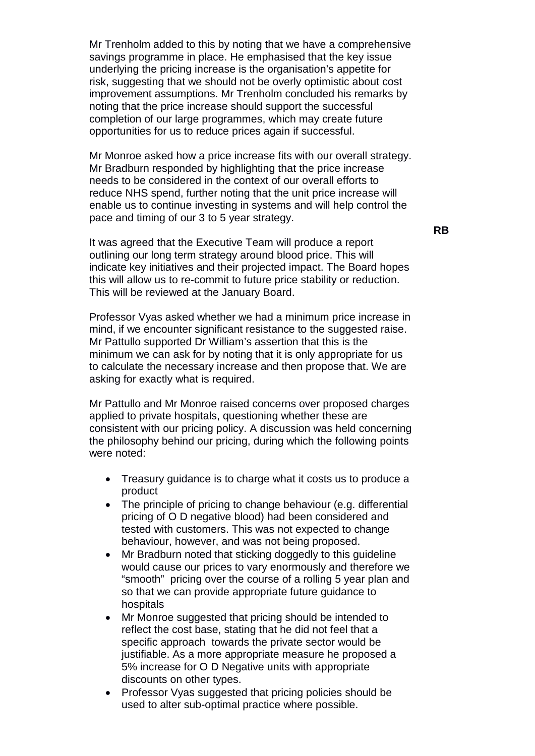Mr Trenholm added to this by noting that we have a comprehensive savings programme in place. He emphasised that the key issue underlying the pricing increase is the organisation's appetite for risk, suggesting that we should not be overly optimistic about cost improvement assumptions. Mr Trenholm concluded his remarks by noting that the price increase should support the successful completion of our large programmes, which may create future opportunities for us to reduce prices again if successful.

Mr Monroe asked how a price increase fits with our overall strategy. Mr Bradburn responded by highlighting that the price increase needs to be considered in the context of our overall efforts to reduce NHS spend, further noting that the unit price increase will enable us to continue investing in systems and will help control the pace and timing of our 3 to 5 year strategy.

It was agreed that the Executive Team will produce a report outlining our long term strategy around blood price. This will indicate key initiatives and their projected impact. The Board hopes this will allow us to re-commit to future price stability or reduction. This will be reviewed at the January Board. **RB**

Professor Vyas asked whether we had a minimum price increase in mind, if we encounter significant resistance to the suggested raise. Mr Pattullo supported Dr William's assertion that this is the minimum we can ask for by noting that it is only appropriate for us to calculate the necessary increase and then propose that. We are asking for exactly what is required.

Mr Pattullo and Mr Monroe raised concerns over proposed charges applied to private hospitals, questioning whether these are consistent with our pricing policy. A discussion was held concerning the philosophy behind our pricing, during which the following points were noted:

- Treasury guidance is to charge what it costs us to produce a product
- The principle of pricing to change behaviour (e.g. differential pricing of O D negative blood) had been considered and tested with customers. This was not expected to change behaviour, however, and was not being proposed.
- Mr Bradburn noted that sticking doggedly to this guideline would cause our prices to vary enormously and therefore we "smooth" pricing over the course of a rolling 5 year plan and so that we can provide appropriate future guidance to hospitals
- Mr Monroe suggested that pricing should be intended to reflect the cost base, stating that he did not feel that a specific approach towards the private sector would be justifiable. As a more appropriate measure he proposed a 5% increase for O D Negative units with appropriate discounts on other types.
- Professor Vyas suggested that pricing policies should be used to alter sub-optimal practice where possible.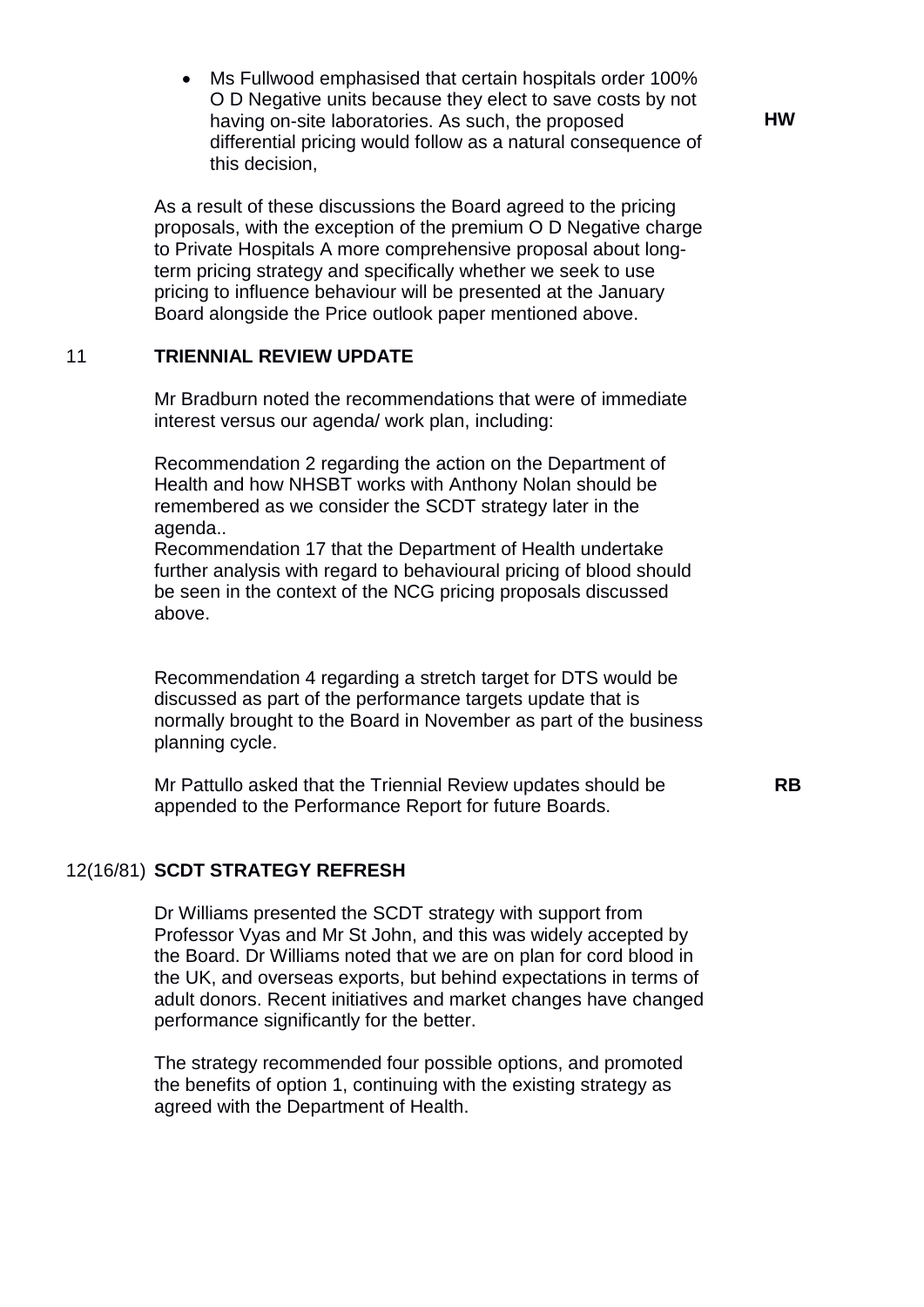- Ms Fullwood emphasised that certain hospitals order 100% O D Negative units because they elect to save costs by not having on-site laboratories. As such, the proposed differential pricing would follow as a natural consequence of this decision, **HW**

As a result of these discussions the Board agreed to the pricing proposals, with the exception of the premium O D Negative charge to Private Hospitals A more comprehensive proposal about long-term pricing strategy and specifically whether we seek to use pricing to influence behaviour will be presented at the January Board alongside the Price outlook paper mentioned above.

## 11 TRIENNIAL REVIEW UPDATE

Mr Bradburn noted the recommendations that were of immediate interest versus our agenda/ work plan, including:

Recommendation 2 regarding the action on the Department of Health and how NHSBT works with Anthony Nolan should be remembered as we consider the SCDT strategy later in the agenda..

Recommendation 17 that the Department of Health undertake further analysis with regard to behavioural pricing of blood should be seen in the context of the NCG pricing proposals discussed above.

Recommendation 4 regarding a stretch target for DTS would be discussed as part of the performance targets update that is normally brought to the Board in November as part of the business planning cycle.

Mr Pattullo asked that the Triennial Review updates should be appended to the Performance Report for future Boards. **RB**

## 12(16/81) SCDT STRATEGY REFRESH

Dr Williams presented the SCDT strategy with support from Professor Vyas and Mr St John, and this was widely accepted by the Board. Dr Williams noted that we are on plan for cord blood in the UK, and overseas exports, but behind expectations in terms of adult donors. Recent initiatives and market changes have changed performance significantly for the better.

The strategy recommended four possible options, and promoted the benefits of option 1, continuing with the existing strategy as agreed with the Department of Health.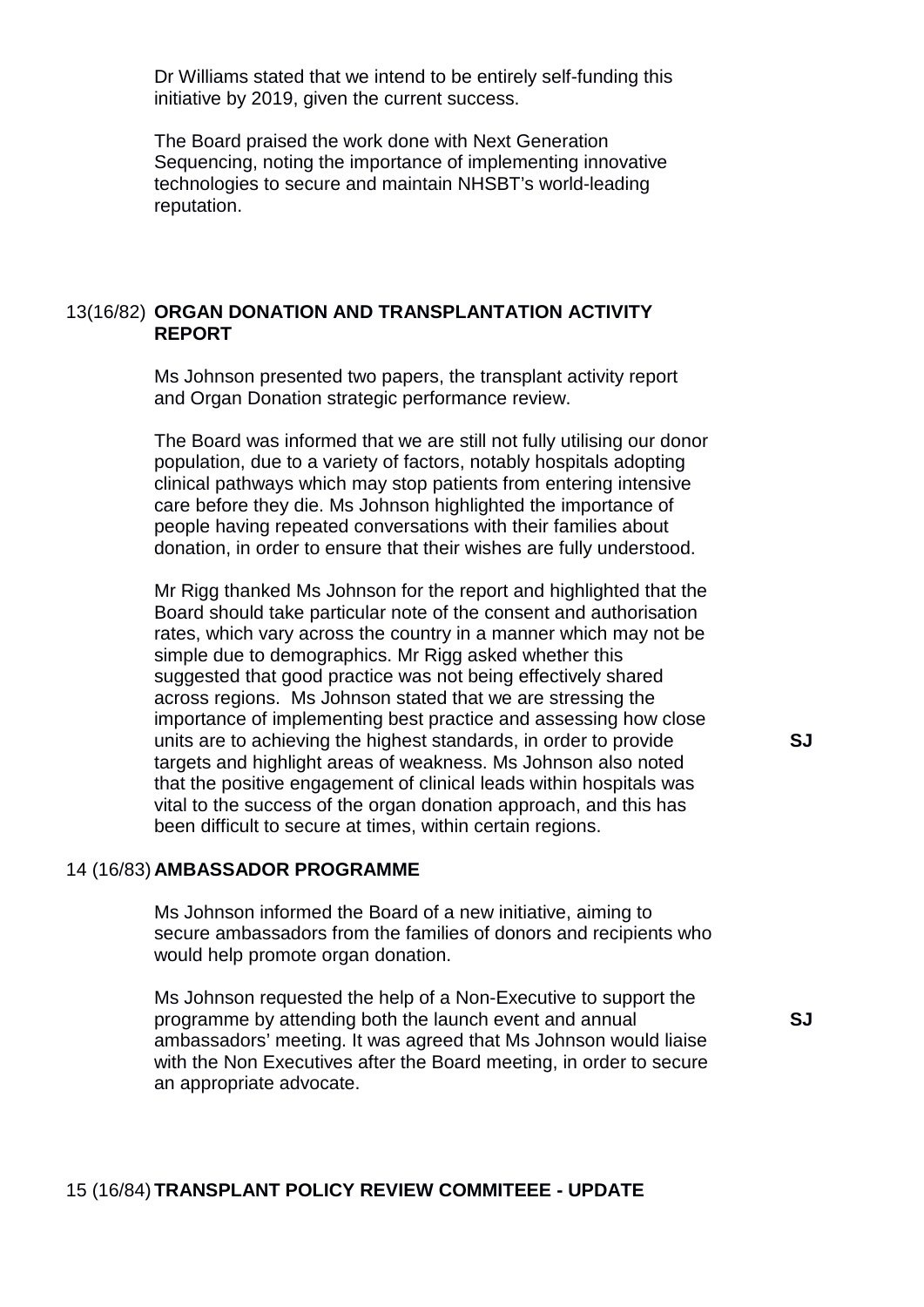Dr Williams stated that we intend to be entirely self-funding this initiative by 2019, given the current success.

The Board praised the work done with Next Generation Sequencing, noting the importance of implementing innovative technologies to secure and maintain NHSBT's world-leading reputation.

## 13(16/82) ORGAN DONATION AND TRANSPLANTATION ACTIVITY REPORT

Ms Johnson presented two papers, the transplant activity report and Organ Donation strategic performance review.

The Board was informed that we are still not fully utilising our donor population, due to a variety of factors, notably hospitals adopting clinical pathways which may stop patients from entering intensive care before they die. Ms Johnson highlighted the importance of people having repeated conversations with their families about donation, in order to ensure that their wishes are fully understood.

Mr Rigg thanked Ms Johnson for the report and highlighted that the Board should take particular note of the consent and authorisation rates, which vary across the country in a manner which may not be simple due to demographics. Mr Rigg asked whether this suggested that good practice was not being effectively shared across regions. Ms Johnson stated that we are stressing the importance of implementing best practice and assessing how close units are to achieving the highest standards, in order to provide targets and highlight areas of weakness. Ms Johnson also noted that the positive engagement of clinical leads within hospitals was vital to the success of the organ donation approach, and this has been difficult to secure at times, within certain regions. **SJ**

## 14 (16/83) AMBASSADOR PROGRAMME

Ms Johnson informed the Board of a new initiative, aiming to secure ambassadors from the families of donors and recipients who would help promote organ donation.

Ms Johnson requested the help of a Non-Executive to support the programme by attending both the launch event and annual ambassadors' meeting. It was agreed that Ms Johnson would liaise with the Non Executives after the Board meeting, in order to secure an appropriate advocate. **SJ**

## 15 (16/84) TRANSPLANT POLICY REVIEW COMMITEEE - UPDATE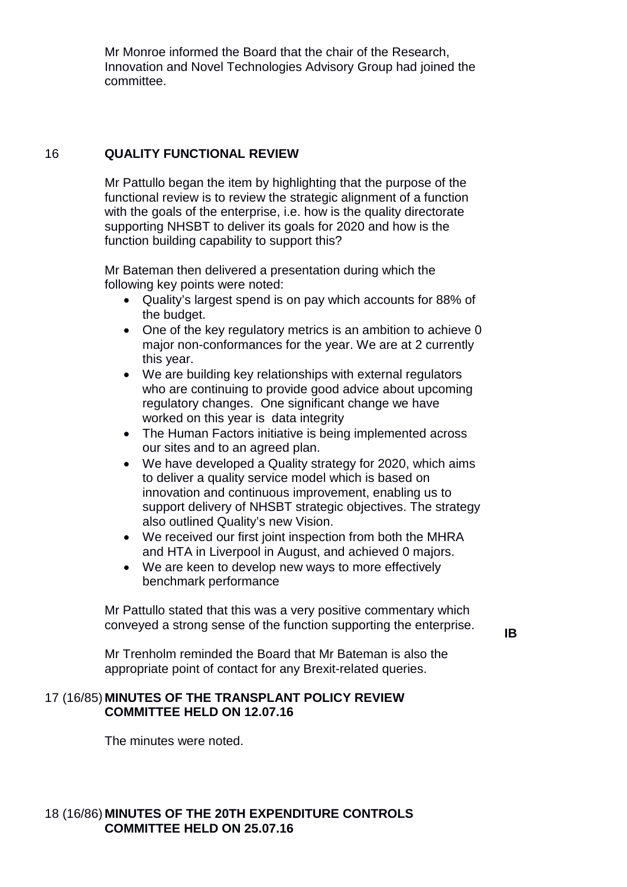Mr Monroe informed the Board that the chair of the Research, Innovation and Novel Technologies Advisory Group had joined the committee.

## 16 QUALITY FUNCTIONAL REVIEW

Mr Pattullo began the item by highlighting that the purpose of the functional review is to review the strategic alignment of a function with the goals of the enterprise, i.e. how is the quality directorate supporting NHSBT to deliver its goals for 2020 and how is the function building capability to support this?

Mr Bateman then delivered a presentation during which the following key points were noted:

- Quality's largest spend is on pay which accounts for 88% of the budget.
- One of the key regulatory metrics is an ambition to achieve 0 major non-conformances for the year. We are at 2 currently this year.
- We are building key relationships with external regulators who are continuing to provide good advice about upcoming regulatory changes. One significant change we have worked on this year is data integrity
- The Human Factors initiative is being implemented across our sites and to an agreed plan.
- We have developed a Quality strategy for 2020, which aims to deliver a quality service model which is based on innovation and continuous improvement, enabling us to support delivery of NHSBT strategic objectives. The strategy also outlined Quality's new Vision.
- We received our first joint inspection from both the MHRA and HTA in Liverpool in August, and achieved 0 majors.
- We are keen to develop new ways to more effectively benchmark performance

Mr Pattullo stated that this was a very positive commentary which conveyed a strong sense of the function supporting the enterprise.

**IB**

Mr Trenholm reminded the Board that Mr Bateman is also the appropriate point of contact for any Brexit-related queries.

## 17 (16/85) MINUTES OF THE TRANSPLANT POLICY REVIEW COMMITTEE HELD ON 12.07.16

The minutes were noted.

## 18 (16/86) MINUTES OF THE 20TH EXPENDITURE CONTROLS COMMITTEE HELD ON 25.07.16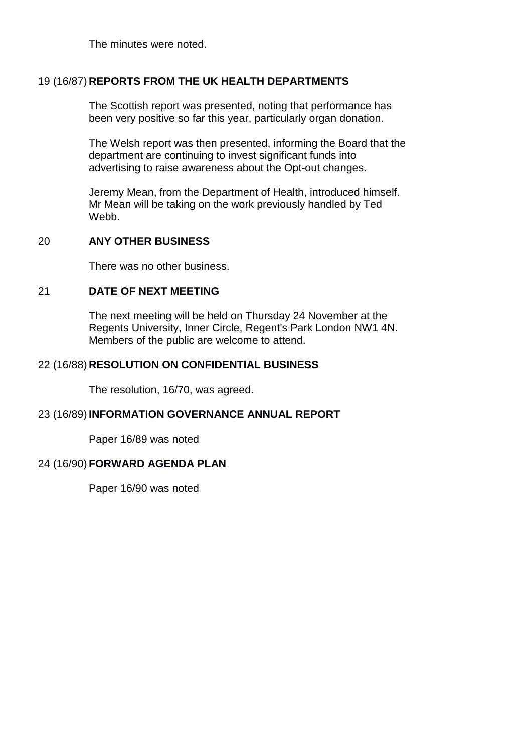The minutes were noted.

## 19 (16/87) REPORTS FROM THE UK HEALTH DEPARTMENTS

The Scottish report was presented, noting that performance has been very positive so far this year, particularly organ donation.

The Welsh report was then presented, informing the Board that the department are continuing to invest significant funds into advertising to raise awareness about the Opt-out changes.

Jeremy Mean, from the Department of Health, introduced himself. Mr Mean will be taking on the work previously handled by Ted Webb.

## 20 ANY OTHER BUSINESS

There was no other business.

## 21 DATE OF NEXT MEETING

The next meeting will be held on Thursday 24 November at the Regents University, Inner Circle, Regent's Park London NW1 4N. Members of the public are welcome to attend.

## 22 (16/88) RESOLUTION ON CONFIDENTIAL BUSINESS

The resolution, 16/70, was agreed.

## 23 (16/89) INFORMATION GOVERNANCE ANNUAL REPORT

Paper 16/89 was noted

## 24 (16/90) FORWARD AGENDA PLAN

Paper 16/90 was noted